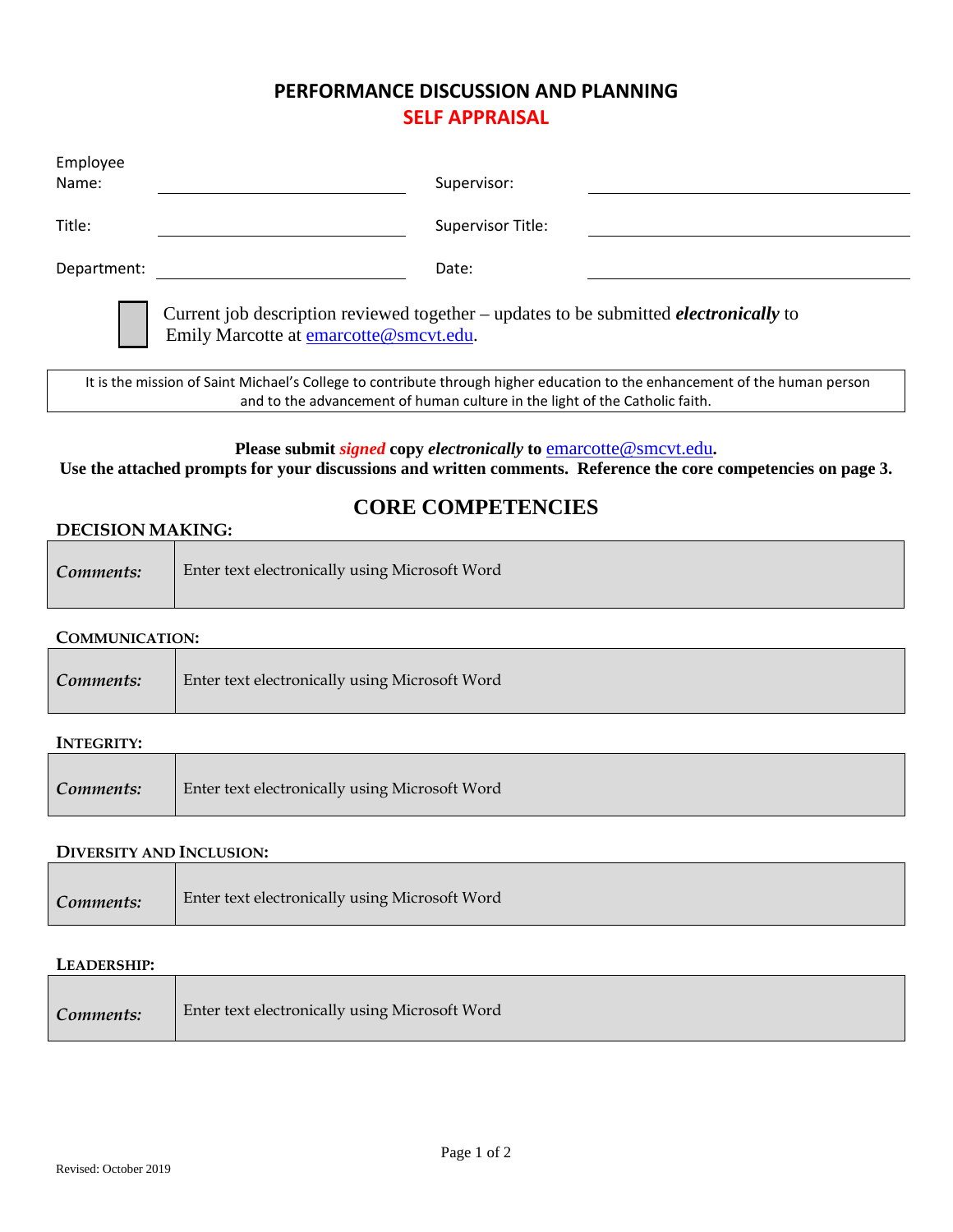# PERFORMANCE DISCUSSION AND PLANNING

## SELF APPRAISAL

| | | | |
|---|---|---|---|
| Employee Name: | | Supervisor: | |
| Title: | | Supervisor Title: | |
| Department: | | Date: | |

☐ Current job description reviewed together – updates to be submitted ***electronically*** to Emily Marcotte at emarcotte@smcvt.edu.

> It is the mission of Saint Michael's College to contribute through higher education to the enhancement of the human person and to the advancement of human culture in the light of the Catholic faith.

**Please submit *signed* copy *electronically* to emarcotte@smcvt.edu.**
**Use the attached prompts for your discussions and written comments. Reference the core competencies on page 3.**

## CORE COMPETENCIES

### DECISION MAKING:

| *Comments:* | Enter text electronically using Microsoft Word |
|---|---|

### COMMUNICATION:

| *Comments:* | Enter text electronically using Microsoft Word |
|---|---|

### INTEGRITY:

| *Comments:* | Enter text electronically using Microsoft Word |
|---|---|

### DIVERSITY AND INCLUSION:

| *Comments:* | Enter text electronically using Microsoft Word |
|---|---|

### LEADERSHIP:

| *Comments:* | Enter text electronically using Microsoft Word |
|---|---|

Revised: October 2019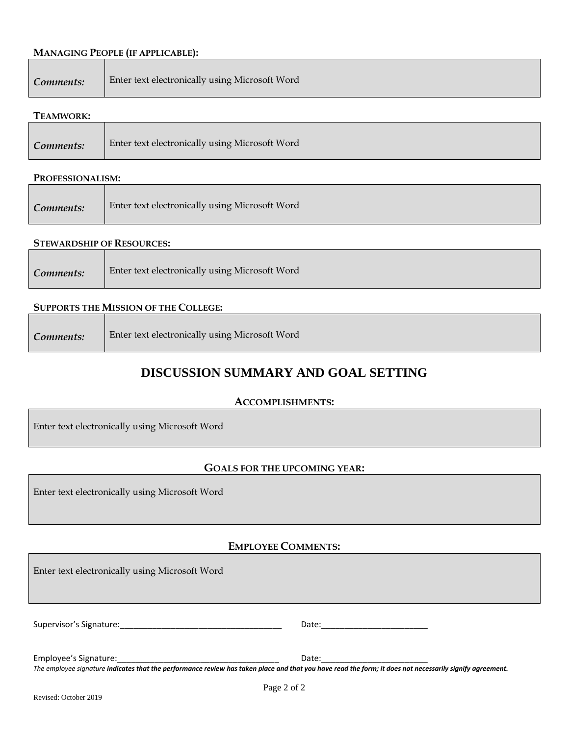**MANAGING PEOPLE (IF APPLICABLE):**

| | |
|---|---|
| *Comments:* | Enter text electronically using Microsoft Word |

**TEAMWORK:**

| | |
|---|---|
| *Comments:* | Enter text electronically using Microsoft Word |

**PROFESSIONALISM:**

| | |
|---|---|
| *Comments:* | Enter text electronically using Microsoft Word |

**STEWARDSHIP OF RESOURCES:**

| | |
|---|---|
| *Comments:* | Enter text electronically using Microsoft Word |

**SUPPORTS THE MISSION OF THE COLLEGE:**

| | |
|---|---|
| *Comments:* | Enter text electronically using Microsoft Word |

## DISCUSSION SUMMARY AND GOAL SETTING

**ACCOMPLISHMENTS:**

Enter text electronically using Microsoft Word

**GOALS FOR THE UPCOMING YEAR:**

Enter text electronically using Microsoft Word

**EMPLOYEE COMMENTS:**

Enter text electronically using Microsoft Word

Supervisor's Signature:_____________________________________ Date:________________________

Employee's Signature:_____________________________________ Date:________________________

*The employee signature **indicates that the performance review has taken place and that you have read the form; it does not necessarily signify agreement.***

Revised: October 2019